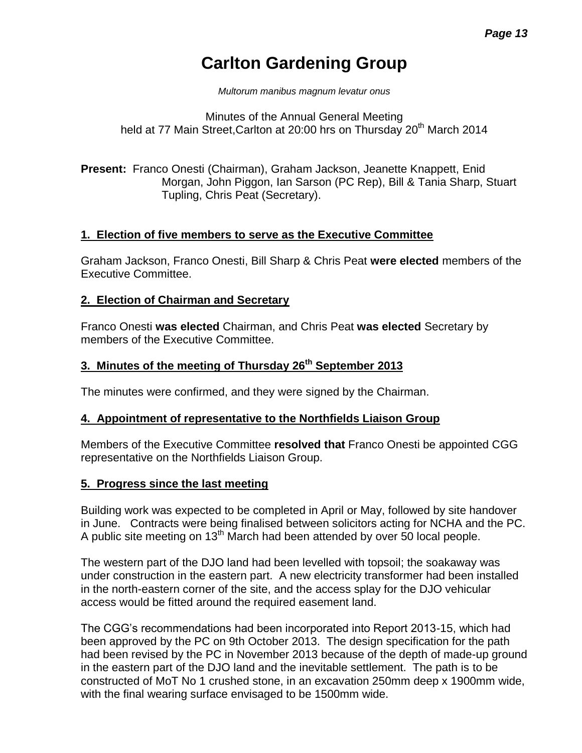# Carlton Gardening Group

*Multorum manibus magnum levatur onus*

Minutes of the Annual General Meeting
held at 77 Main Street,Carlton at 20:00 hrs on Thursday 20th March 2014

**Present:** Franco Onesti (Chairman), Graham Jackson, Jeanette Knappett, Enid Morgan, John Piggon, Ian Sarson (PC Rep), Bill & Tania Sharp, Stuart Tupling, Chris Peat (Secretary).

## 1. Election of five members to serve as the Executive Committee

Graham Jackson, Franco Onesti, Bill Sharp & Chris Peat **were elected** members of the Executive Committee.

## 2. Election of Chairman and Secretary

Franco Onesti **was elected** Chairman, and Chris Peat **was elected** Secretary by members of the Executive Committee.

## 3. Minutes of the meeting of Thursday 26th September 2013

The minutes were confirmed, and they were signed by the Chairman.

## 4. Appointment of representative to the Northfields Liaison Group

Members of the Executive Committee **resolved that** Franco Onesti be appointed CGG representative on the Northfields Liaison Group.

## 5. Progress since the last meeting

Building work was expected to be completed in April or May, followed by site handover in June. Contracts were being finalised between solicitors acting for NCHA and the PC. A public site meeting on 13th March had been attended by over 50 local people.

The western part of the DJO land had been levelled with topsoil; the soakaway was under construction in the eastern part. A new electricity transformer had been installed in the north-eastern corner of the site, and the access splay for the DJO vehicular access would be fitted around the required easement land.

The CGG's recommendations had been incorporated into Report 2013-15, which had been approved by the PC on 9th October 2013. The design specification for the path had been revised by the PC in November 2013 because of the depth of made-up ground in the eastern part of the DJO land and the inevitable settlement. The path is to be constructed of MoT No 1 crushed stone, in an excavation 250mm deep x 1900mm wide, with the final wearing surface envisaged to be 1500mm wide.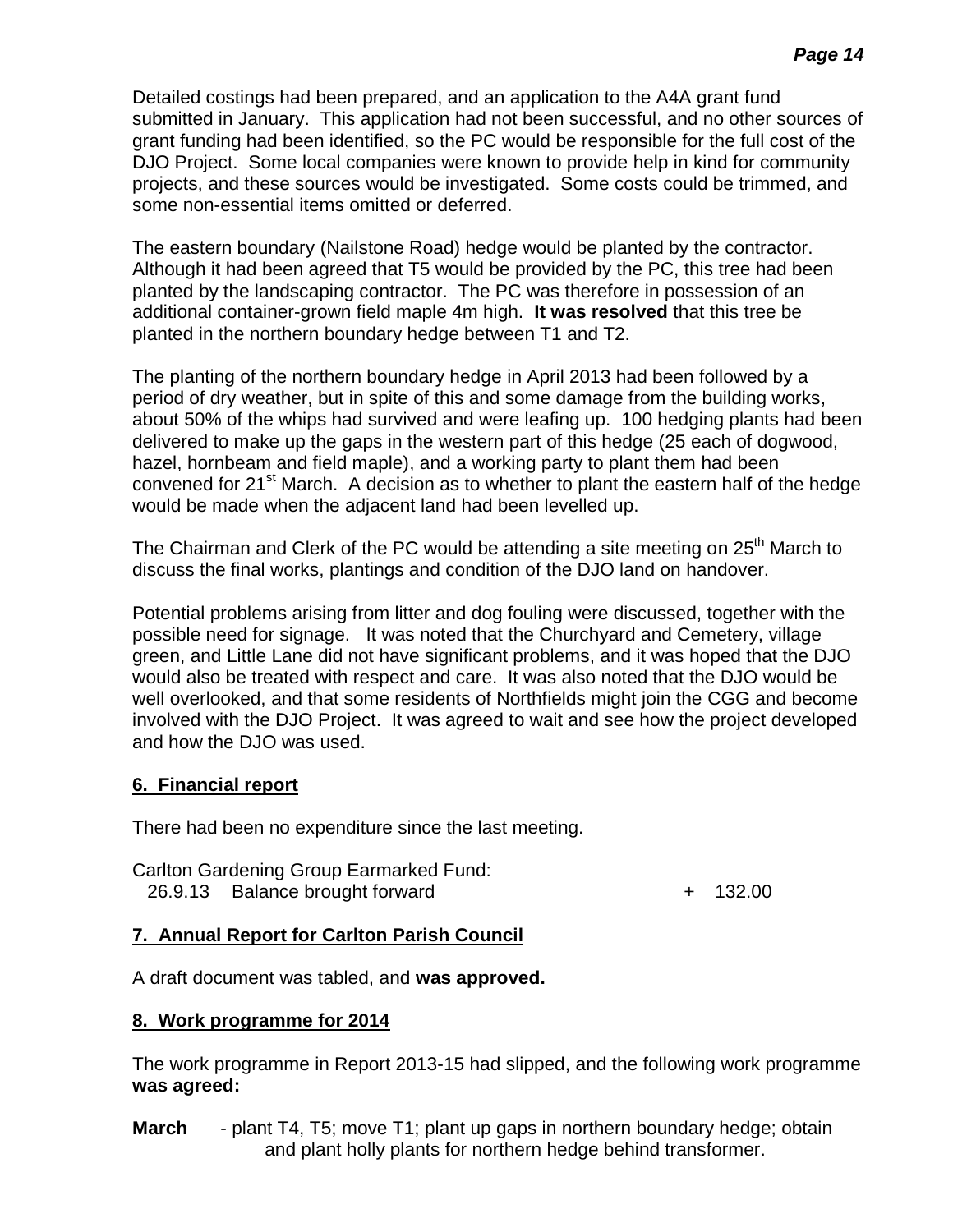Detailed costings had been prepared, and an application to the A4A grant fund submitted in January. This application had not been successful, and no other sources of grant funding had been identified, so the PC would be responsible for the full cost of the DJO Project. Some local companies were known to provide help in kind for community projects, and these sources would be investigated. Some costs could be trimmed, and some non-essential items omitted or deferred.

The eastern boundary (Nailstone Road) hedge would be planted by the contractor. Although it had been agreed that T5 would be provided by the PC, this tree had been planted by the landscaping contractor. The PC was therefore in possession of an additional container-grown field maple 4m high. **It was resolved** that this tree be planted in the northern boundary hedge between T1 and T2.

The planting of the northern boundary hedge in April 2013 had been followed by a period of dry weather, but in spite of this and some damage from the building works, about 50% of the whips had survived and were leafing up. 100 hedging plants had been delivered to make up the gaps in the western part of this hedge (25 each of dogwood, hazel, hornbeam and field maple), and a working party to plant them had been convened for 21st March. A decision as to whether to plant the eastern half of the hedge would be made when the adjacent land had been levelled up.

The Chairman and Clerk of the PC would be attending a site meeting on 25th March to discuss the final works, plantings and condition of the DJO land on handover.

Potential problems arising from litter and dog fouling were discussed, together with the possible need for signage. It was noted that the Churchyard and Cemetery, village green, and Little Lane did not have significant problems, and it was hoped that the DJO would also be treated with respect and care. It was also noted that the DJO would be well overlooked, and that some residents of Northfields might join the CGG and become involved with the DJO Project. It was agreed to wait and see how the project developed and how the DJO was used.

## 6. Financial report

There had been no expenditure since the last meeting.

Carlton Gardening Group Earmarked Fund:

| | | |
|---|---|---|
| 26.9.13 | Balance brought forward | + 132.00 |

## 7. Annual Report for Carlton Parish Council

A draft document was tabled, and **was approved.**

## 8. Work programme for 2014

The work programme in Report 2013-15 had slipped, and the following work programme **was agreed:**

**March** - plant T4, T5; move T1; plant up gaps in northern boundary hedge; obtain and plant holly plants for northern hedge behind transformer.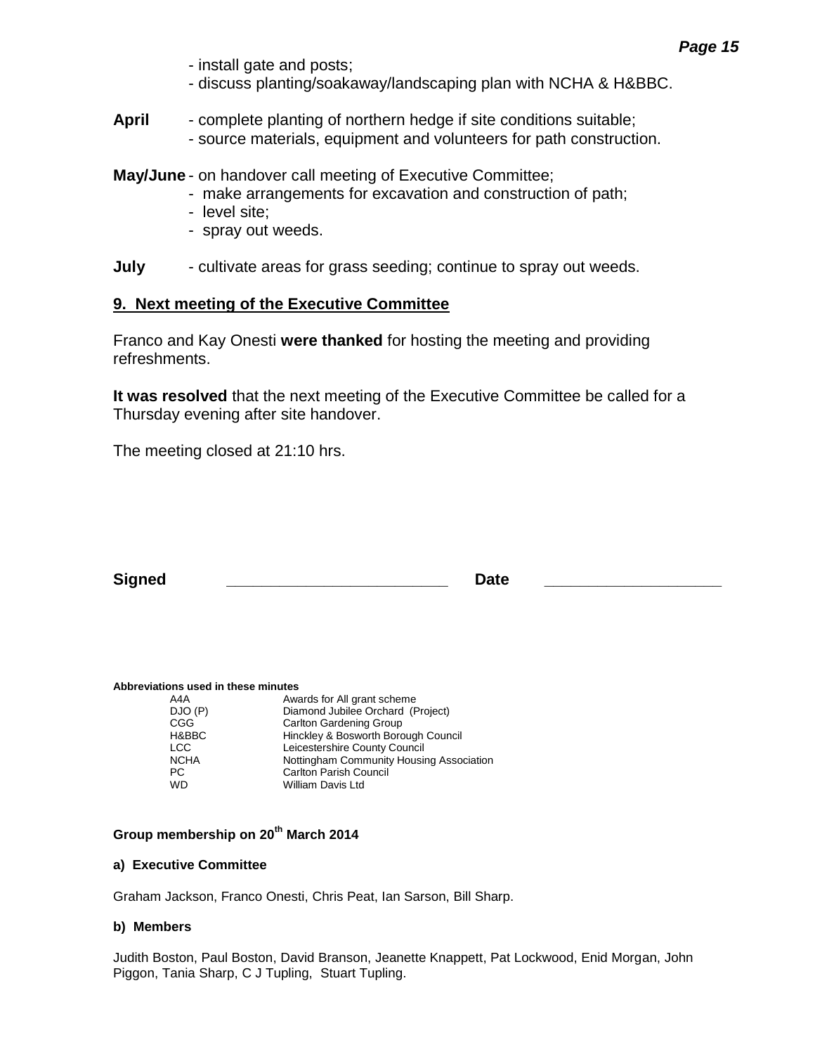- install gate and posts;
- discuss planting/soakaway/landscaping plan with NCHA & H&BBC.

**April** - complete planting of northern hedge if site conditions suitable;
- source materials, equipment and volunteers for path construction.

**May/June** - on handover call meeting of Executive Committee;
- make arrangements for excavation and construction of path;
- level site;
- spray out weeds.

**July** - cultivate areas for grass seeding; continue to spray out weeds.

## 9. Next meeting of the Executive Committee

Franco and Kay Onesti **were thanked** for hosting the meeting and providing refreshments.

**It was resolved** that the next meeting of the Executive Committee be called for a Thursday evening after site handover.

The meeting closed at 21:10 hrs.

**Signed** _________________________ **Date** ____________________

**Abbreviations used in these minutes**

| | |
|---|---|
| A4A | Awards for All grant scheme |
| DJO (P) | Diamond Jubilee Orchard (Project) |
| CGG | Carlton Gardening Group |
| H&BBC | Hinckley & Bosworth Borough Council |
| LCC | Leicestershire County Council |
| NCHA | Nottingham Community Housing Association |
| PC | Carlton Parish Council |
| WD | William Davis Ltd |

**Group membership on 20th March 2014**

**a) Executive Committee**

Graham Jackson, Franco Onesti, Chris Peat, Ian Sarson, Bill Sharp.

**b) Members**

Judith Boston, Paul Boston, David Branson, Jeanette Knappett, Pat Lockwood, Enid Morgan, John Piggon, Tania Sharp, C J Tupling, Stuart Tupling.